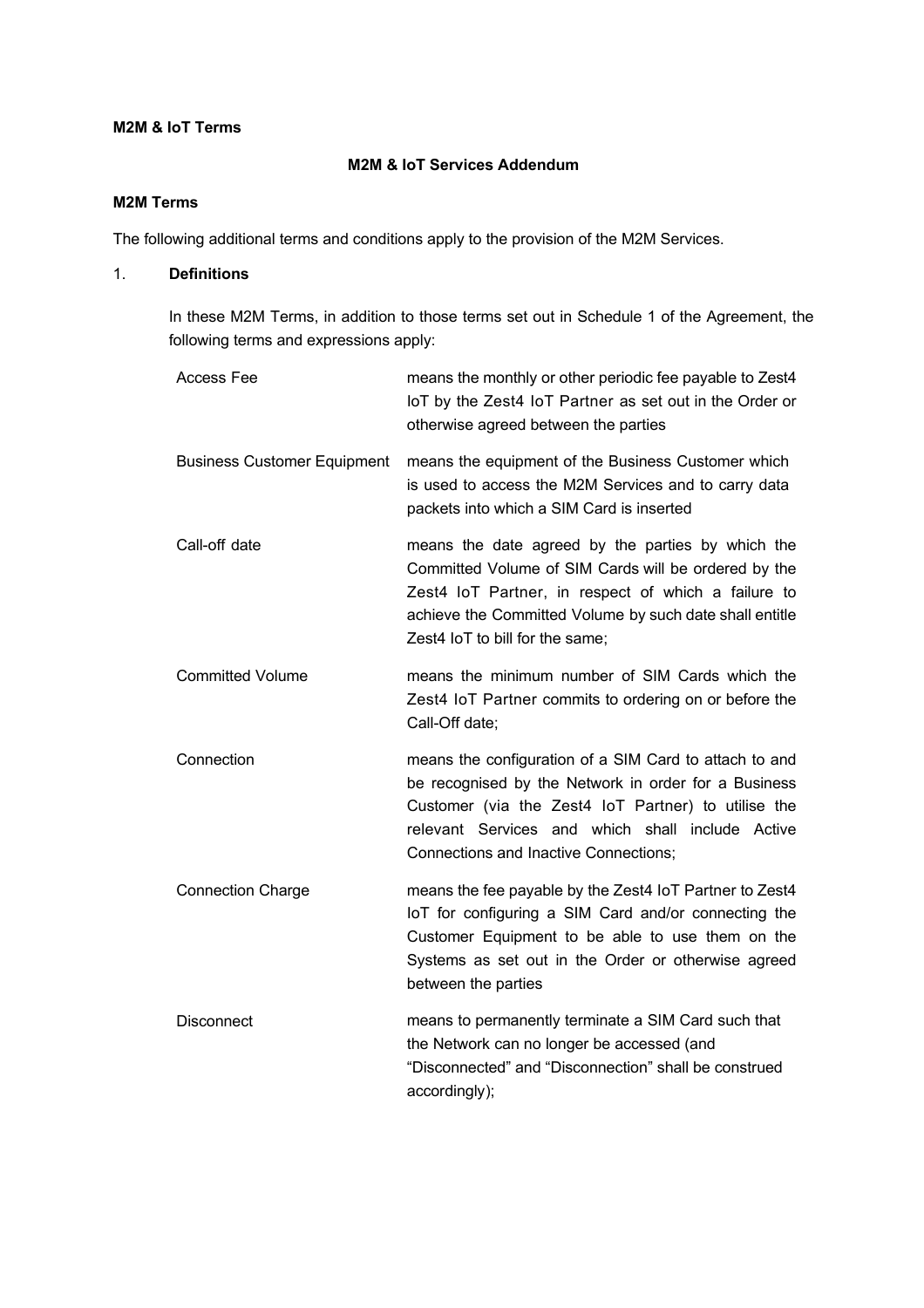**M2M & IoT Terms**

## M2M & IoT Services Addendum

**M2M Terms**

The following additional terms and conditions apply to the provision of the M2M Services.

1. **Definitions**

In these M2M Terms, in addition to those terms set out in Schedule 1 of the Agreement, the following terms and expressions apply:

| | |
|---|---|
| Access Fee | means the monthly or other periodic fee payable to Zest4 IoT by the Zest4 IoT Partner as set out in the Order or otherwise agreed between the parties |
| Business Customer Equipment | means the equipment of the Business Customer which is used to access the M2M Services and to carry data packets into which a SIM Card is inserted |
| Call-off date | means the date agreed by the parties by which the Committed Volume of SIM Cards will be ordered by the Zest4 IoT Partner, in respect of which a failure to achieve the Committed Volume by such date shall entitle Zest4 IoT to bill for the same; |
| Committed Volume | means the minimum number of SIM Cards which the Zest4 IoT Partner commits to ordering on or before the Call-Off date; |
| Connection | means the configuration of a SIM Card to attach to and be recognised by the Network in order for a Business Customer (via the Zest4 IoT Partner) to utilise the relevant Services and which shall include Active Connections and Inactive Connections; |
| Connection Charge | means the fee payable by the Zest4 IoT Partner to Zest4 IoT for configuring a SIM Card and/or connecting the Customer Equipment to be able to use them on the Systems as set out in the Order or otherwise agreed between the parties |
| Disconnect | means to permanently terminate a SIM Card such that the Network can no longer be accessed (and "Disconnected" and "Disconnection" shall be construed accordingly); |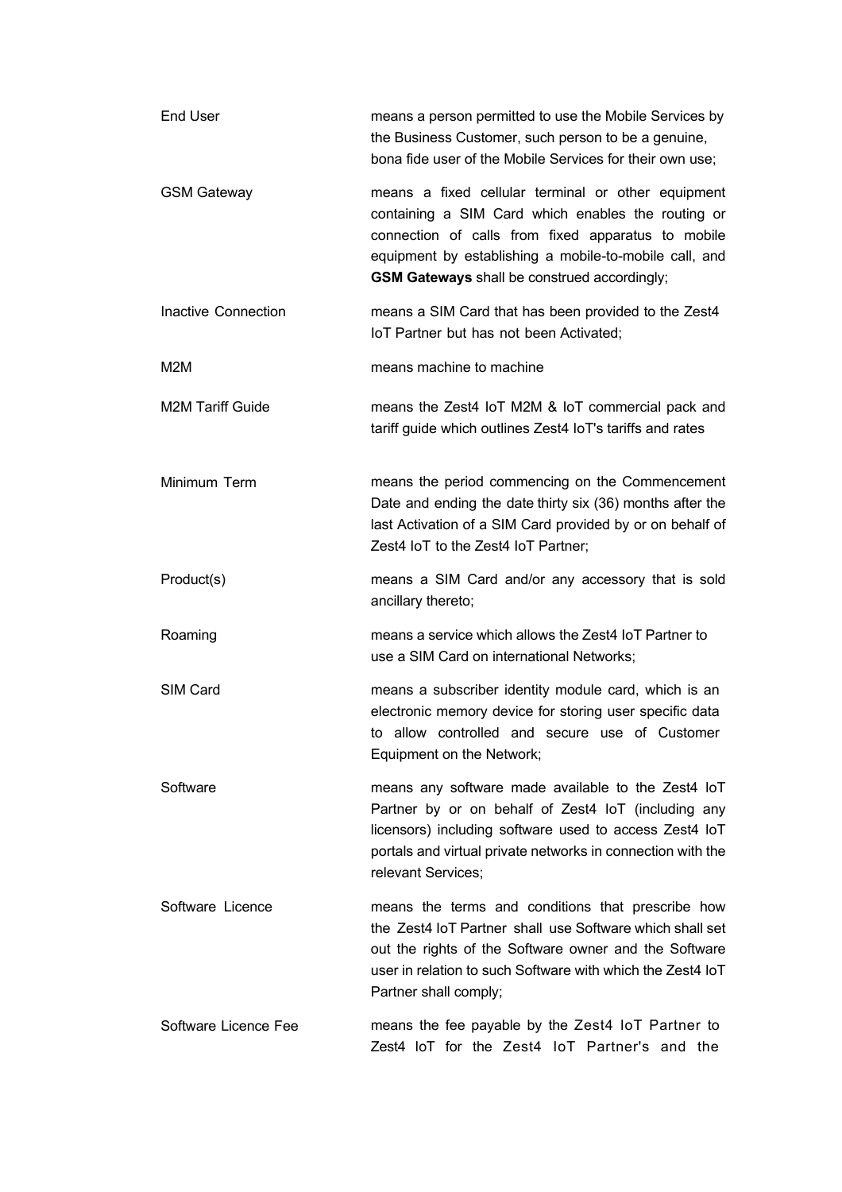| | |
|---|---|
| End User | means a person permitted to use the Mobile Services by the Business Customer, such person to be a genuine, bona fide user of the Mobile Services for their own use; |
| GSM Gateway | means a fixed cellular terminal or other equipment containing a SIM Card which enables the routing or connection of calls from fixed apparatus to mobile equipment by establishing a mobile-to-mobile call, and **GSM Gateways** shall be construed accordingly; |
| Inactive Connection | means a SIM Card that has been provided to the Zest4 IoT Partner but has not been Activated; |
| M2M | means machine to machine |
| M2M Tariff Guide | means the Zest4 IoT M2M & IoT commercial pack and tariff guide which outlines Zest4 IoT's tariffs and rates |
| Minimum Term | means the period commencing on the Commencement Date and ending the date thirty six (36) months after the last Activation of a SIM Card provided by or on behalf of Zest4 IoT to the Zest4 IoT Partner; |
| Product(s) | means a SIM Card and/or any accessory that is sold ancillary thereto; |
| Roaming | means a service which allows the Zest4 IoT Partner to use a SIM Card on international Networks; |
| SIM Card | means a subscriber identity module card, which is an electronic memory device for storing user specific data to allow controlled and secure use of Customer Equipment on the Network; |
| Software | means any software made available to the Zest4 IoT Partner by or on behalf of Zest4 IoT (including any licensors) including software used to access Zest4 IoT portals and virtual private networks in connection with the relevant Services; |
| Software Licence | means the terms and conditions that prescribe how the Zest4 IoT Partner shall use Software which shall set out the rights of the Software owner and the Software user in relation to such Software with which the Zest4 IoT Partner shall comply; |
| Software Licence Fee | means the fee payable by the Zest4 IoT Partner to Zest4 IoT for the Zest4 IoT Partner's and the |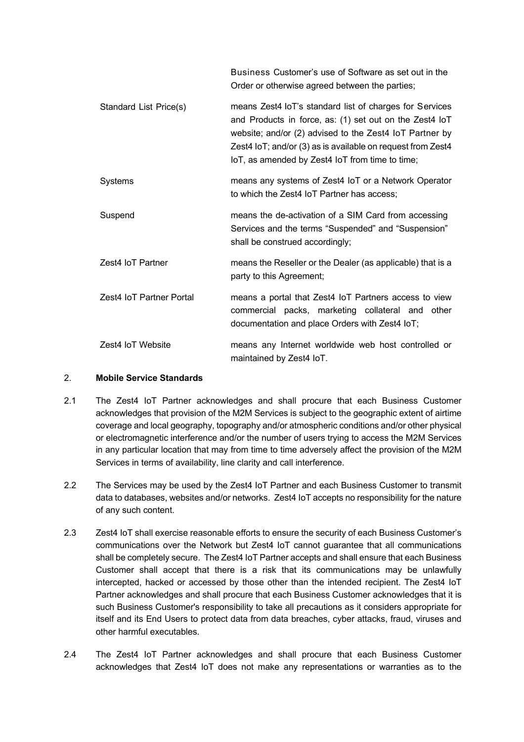| | |
|---|---|
| | Business Customer's use of Software as set out in the Order or otherwise agreed between the parties; |
| Standard List Price(s) | means Zest4 IoT's standard list of charges for Services and Products in force, as: (1) set out on the Zest4 IoT website; and/or (2) advised to the Zest4 IoT Partner by Zest4 IoT; and/or (3) as is available on request from Zest4 IoT, as amended by Zest4 IoT from time to time; |
| Systems | means any systems of Zest4 IoT or a Network Operator to which the Zest4 IoT Partner has access; |
| Suspend | means the de-activation of a SIM Card from accessing Services and the terms "Suspended" and "Suspension" shall be construed accordingly; |
| Zest4 IoT Partner | means the Reseller or the Dealer (as applicable) that is a party to this Agreement; |
| Zest4 IoT Partner Portal | means a portal that Zest4 IoT Partners access to view commercial packs, marketing collateral and other documentation and place Orders with Zest4 IoT; |
| Zest4 IoT Website | means any Internet worldwide web host controlled or maintained by Zest4 IoT. |

## 2. **Mobile Service Standards**

2.1 The Zest4 IoT Partner acknowledges and shall procure that each Business Customer acknowledges that provision of the M2M Services is subject to the geographic extent of airtime coverage and local geography, topography and/or atmospheric conditions and/or other physical or electromagnetic interference and/or the number of users trying to access the M2M Services in any particular location that may from time to time adversely affect the provision of the M2M Services in terms of availability, line clarity and call interference.

2.2 The Services may be used by the Zest4 IoT Partner and each Business Customer to transmit data to databases, websites and/or networks. Zest4 IoT accepts no responsibility for the nature of any such content.

2.3 Zest4 IoT shall exercise reasonable efforts to ensure the security of each Business Customer's communications over the Network but Zest4 IoT cannot guarantee that all communications shall be completely secure. The Zest4 IoT Partner accepts and shall ensure that each Business Customer shall accept that there is a risk that its communications may be unlawfully intercepted, hacked or accessed by those other than the intended recipient. The Zest4 IoT Partner acknowledges and shall procure that each Business Customer acknowledges that it is such Business Customer's responsibility to take all precautions as it considers appropriate for itself and its End Users to protect data from data breaches, cyber attacks, fraud, viruses and other harmful executables.

2.4 The Zest4 IoT Partner acknowledges and shall procure that each Business Customer acknowledges that Zest4 IoT does not make any representations or warranties as to the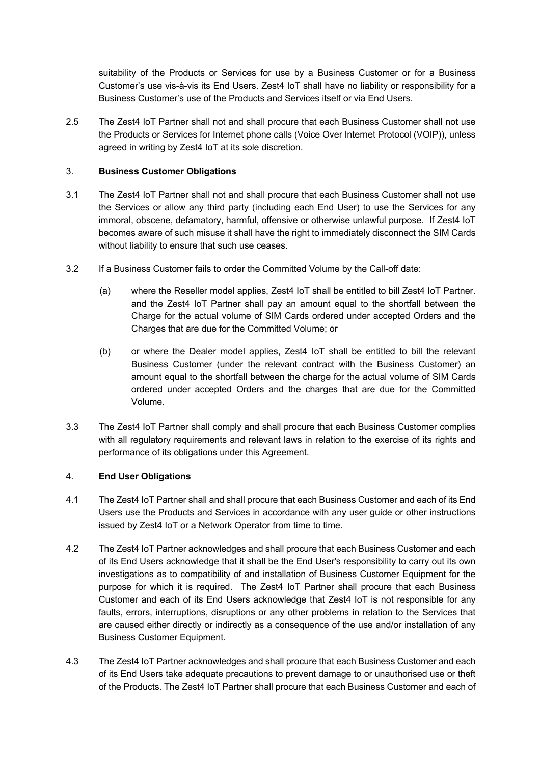suitability of the Products or Services for use by a Business Customer or for a Business Customer's use vis-à-vis its End Users. Zest4 IoT shall have no liability or responsibility for a Business Customer's use of the Products and Services itself or via End Users.

2.5 The Zest4 IoT Partner shall not and shall procure that each Business Customer shall not use the Products or Services for Internet phone calls (Voice Over Internet Protocol (VOIP)), unless agreed in writing by Zest4 IoT at its sole discretion.

3. **Business Customer Obligations**

3.1 The Zest4 IoT Partner shall not and shall procure that each Business Customer shall not use the Services or allow any third party (including each End User) to use the Services for any immoral, obscene, defamatory, harmful, offensive or otherwise unlawful purpose. If Zest4 IoT becomes aware of such misuse it shall have the right to immediately disconnect the SIM Cards without liability to ensure that such use ceases.

3.2 If a Business Customer fails to order the Committed Volume by the Call-off date:

(a) where the Reseller model applies, Zest4 IoT shall be entitled to bill Zest4 IoT Partner. and the Zest4 IoT Partner shall pay an amount equal to the shortfall between the Charge for the actual volume of SIM Cards ordered under accepted Orders and the Charges that are due for the Committed Volume; or

(b) or where the Dealer model applies, Zest4 IoT shall be entitled to bill the relevant Business Customer (under the relevant contract with the Business Customer) an amount equal to the shortfall between the charge for the actual volume of SIM Cards ordered under accepted Orders and the charges that are due for the Committed Volume.

3.3 The Zest4 IoT Partner shall comply and shall procure that each Business Customer complies with all regulatory requirements and relevant laws in relation to the exercise of its rights and performance of its obligations under this Agreement.

4. **End User Obligations**

4.1 The Zest4 IoT Partner shall and shall procure that each Business Customer and each of its End Users use the Products and Services in accordance with any user guide or other instructions issued by Zest4 IoT or a Network Operator from time to time.

4.2 The Zest4 IoT Partner acknowledges and shall procure that each Business Customer and each of its End Users acknowledge that it shall be the End User's responsibility to carry out its own investigations as to compatibility of and installation of Business Customer Equipment for the purpose for which it is required. The Zest4 IoT Partner shall procure that each Business Customer and each of its End Users acknowledge that Zest4 IoT is not responsible for any faults, errors, interruptions, disruptions or any other problems in relation to the Services that are caused either directly or indirectly as a consequence of the use and/or installation of any Business Customer Equipment.

4.3 The Zest4 IoT Partner acknowledges and shall procure that each Business Customer and each of its End Users take adequate precautions to prevent damage to or unauthorised use or theft of the Products. The Zest4 IoT Partner shall procure that each Business Customer and each of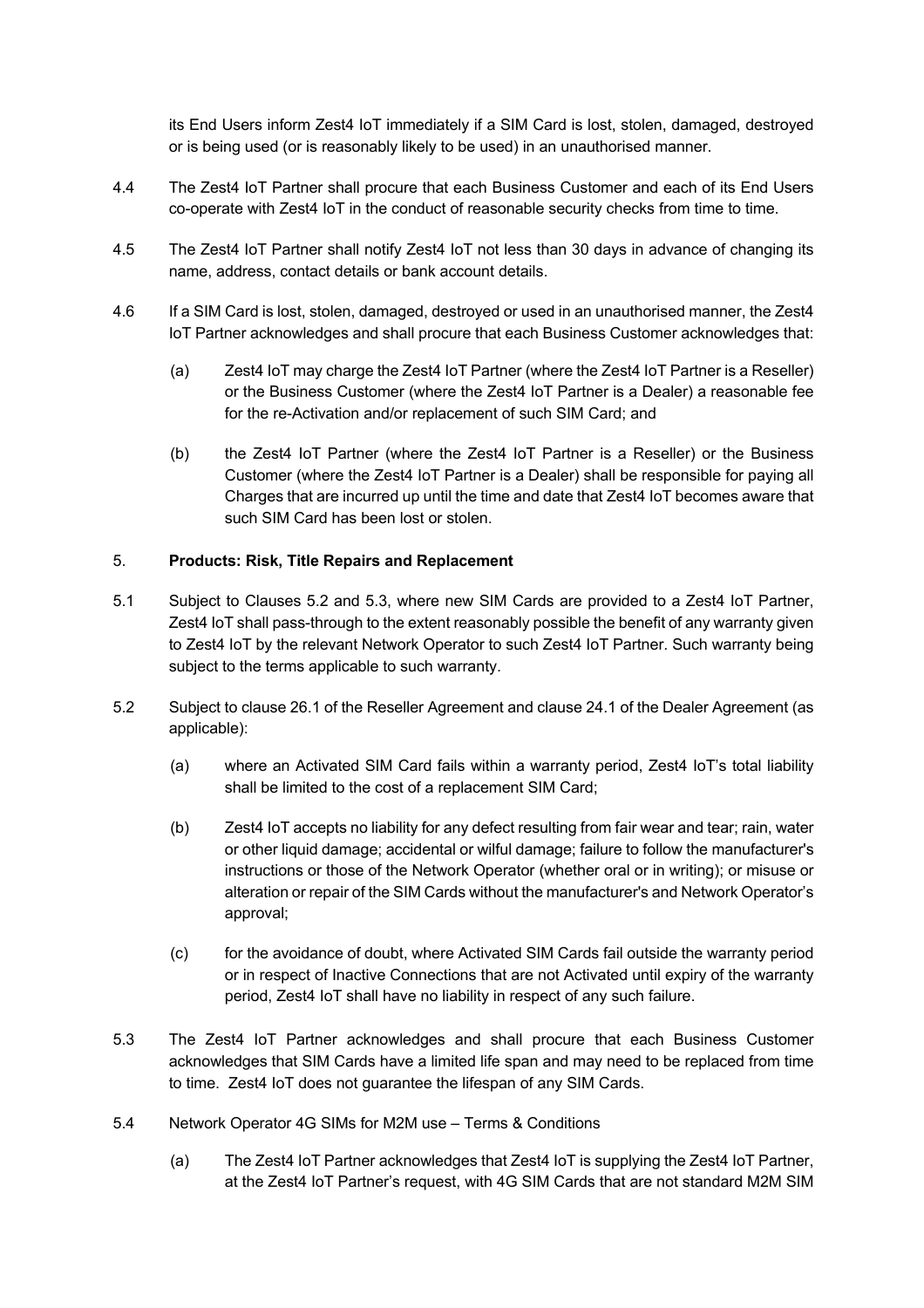its End Users inform Zest4 IoT immediately if a SIM Card is lost, stolen, damaged, destroyed or is being used (or is reasonably likely to be used) in an unauthorised manner.

4.4 The Zest4 IoT Partner shall procure that each Business Customer and each of its End Users co-operate with Zest4 IoT in the conduct of reasonable security checks from time to time.

4.5 The Zest4 IoT Partner shall notify Zest4 IoT not less than 30 days in advance of changing its name, address, contact details or bank account details.

4.6 If a SIM Card is lost, stolen, damaged, destroyed or used in an unauthorised manner, the Zest4 IoT Partner acknowledges and shall procure that each Business Customer acknowledges that:

(a) Zest4 IoT may charge the Zest4 IoT Partner (where the Zest4 IoT Partner is a Reseller) or the Business Customer (where the Zest4 IoT Partner is a Dealer) a reasonable fee for the re-Activation and/or replacement of such SIM Card; and

(b) the Zest4 IoT Partner (where the Zest4 IoT Partner is a Reseller) or the Business Customer (where the Zest4 IoT Partner is a Dealer) shall be responsible for paying all Charges that are incurred up until the time and date that Zest4 IoT becomes aware that such SIM Card has been lost or stolen.

## 5. Products: Risk, Title Repairs and Replacement

5.1 Subject to Clauses 5.2 and 5.3, where new SIM Cards are provided to a Zest4 IoT Partner, Zest4 IoT shall pass-through to the extent reasonably possible the benefit of any warranty given to Zest4 IoT by the relevant Network Operator to such Zest4 IoT Partner. Such warranty being subject to the terms applicable to such warranty.

5.2 Subject to clause 26.1 of the Reseller Agreement and clause 24.1 of the Dealer Agreement (as applicable):

(a) where an Activated SIM Card fails within a warranty period, Zest4 IoT's total liability shall be limited to the cost of a replacement SIM Card;

(b) Zest4 IoT accepts no liability for any defect resulting from fair wear and tear; rain, water or other liquid damage; accidental or wilful damage; failure to follow the manufacturer's instructions or those of the Network Operator (whether oral or in writing); or misuse or alteration or repair of the SIM Cards without the manufacturer's and Network Operator's approval;

(c) for the avoidance of doubt, where Activated SIM Cards fail outside the warranty period or in respect of Inactive Connections that are not Activated until expiry of the warranty period, Zest4 IoT shall have no liability in respect of any such failure.

5.3 The Zest4 IoT Partner acknowledges and shall procure that each Business Customer acknowledges that SIM Cards have a limited life span and may need to be replaced from time to time. Zest4 IoT does not guarantee the lifespan of any SIM Cards.

5.4 Network Operator 4G SIMs for M2M use – Terms & Conditions

(a) The Zest4 IoT Partner acknowledges that Zest4 IoT is supplying the Zest4 IoT Partner, at the Zest4 IoT Partner's request, with 4G SIM Cards that are not standard M2M SIM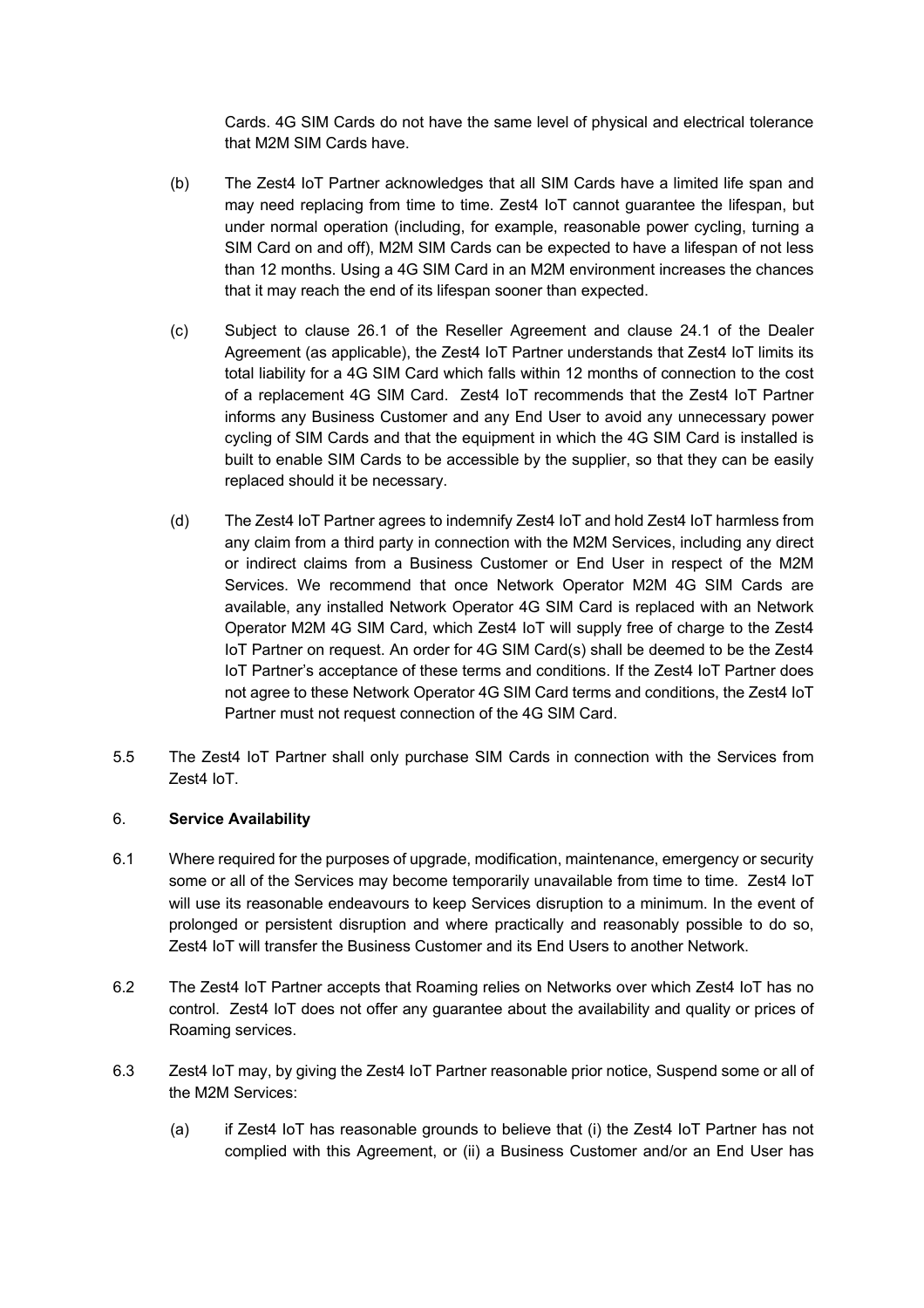Cards. 4G SIM Cards do not have the same level of physical and electrical tolerance that M2M SIM Cards have.

(b) The Zest4 IoT Partner acknowledges that all SIM Cards have a limited life span and may need replacing from time to time. Zest4 IoT cannot guarantee the lifespan, but under normal operation (including, for example, reasonable power cycling, turning a SIM Card on and off), M2M SIM Cards can be expected to have a lifespan of not less than 12 months. Using a 4G SIM Card in an M2M environment increases the chances that it may reach the end of its lifespan sooner than expected.

(c) Subject to clause 26.1 of the Reseller Agreement and clause 24.1 of the Dealer Agreement (as applicable), the Zest4 IoT Partner understands that Zest4 IoT limits its total liability for a 4G SIM Card which falls within 12 months of connection to the cost of a replacement 4G SIM Card. Zest4 IoT recommends that the Zest4 IoT Partner informs any Business Customer and any End User to avoid any unnecessary power cycling of SIM Cards and that the equipment in which the 4G SIM Card is installed is built to enable SIM Cards to be accessible by the supplier, so that they can be easily replaced should it be necessary.

(d) The Zest4 IoT Partner agrees to indemnify Zest4 IoT and hold Zest4 IoT harmless from any claim from a third party in connection with the M2M Services, including any direct or indirect claims from a Business Customer or End User in respect of the M2M Services. We recommend that once Network Operator M2M 4G SIM Cards are available, any installed Network Operator 4G SIM Card is replaced with an Network Operator M2M 4G SIM Card, which Zest4 IoT will supply free of charge to the Zest4 IoT Partner on request. An order for 4G SIM Card(s) shall be deemed to be the Zest4 IoT Partner's acceptance of these terms and conditions. If the Zest4 IoT Partner does not agree to these Network Operator 4G SIM Card terms and conditions, the Zest4 IoT Partner must not request connection of the 4G SIM Card.

5.5 The Zest4 IoT Partner shall only purchase SIM Cards in connection with the Services from Zest4 IoT.

## 6. **Service Availability**

6.1 Where required for the purposes of upgrade, modification, maintenance, emergency or security some or all of the Services may become temporarily unavailable from time to time. Zest4 IoT will use its reasonable endeavours to keep Services disruption to a minimum. In the event of prolonged or persistent disruption and where practically and reasonably possible to do so, Zest4 IoT will transfer the Business Customer and its End Users to another Network.

6.2 The Zest4 IoT Partner accepts that Roaming relies on Networks over which Zest4 IoT has no control. Zest4 IoT does not offer any guarantee about the availability and quality or prices of Roaming services.

6.3 Zest4 IoT may, by giving the Zest4 IoT Partner reasonable prior notice, Suspend some or all of the M2M Services:

(a) if Zest4 IoT has reasonable grounds to believe that (i) the Zest4 IoT Partner has not complied with this Agreement, or (ii) a Business Customer and/or an End User has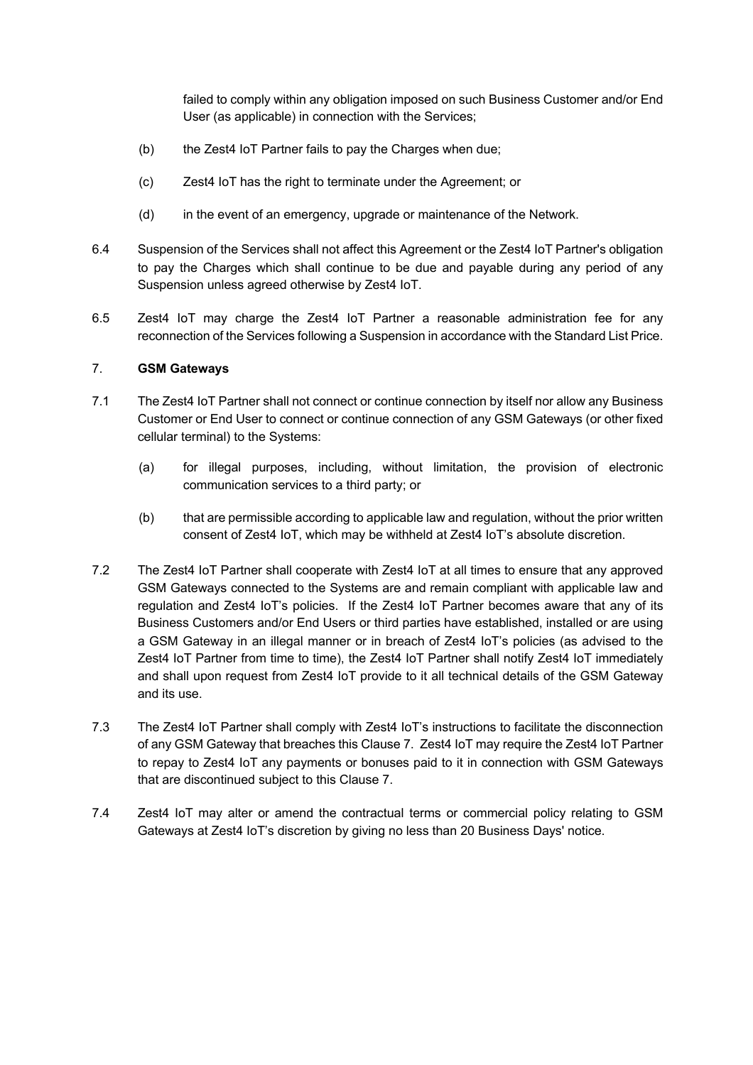failed to comply within any obligation imposed on such Business Customer and/or End User (as applicable) in connection with the Services;

(b) the Zest4 IoT Partner fails to pay the Charges when due;

(c) Zest4 IoT has the right to terminate under the Agreement; or

(d) in the event of an emergency, upgrade or maintenance of the Network.

6.4 Suspension of the Services shall not affect this Agreement or the Zest4 IoT Partner's obligation to pay the Charges which shall continue to be due and payable during any period of any Suspension unless agreed otherwise by Zest4 IoT.

6.5 Zest4 IoT may charge the Zest4 IoT Partner a reasonable administration fee for any reconnection of the Services following a Suspension in accordance with the Standard List Price.

## 7. **GSM Gateways**

7.1 The Zest4 IoT Partner shall not connect or continue connection by itself nor allow any Business Customer or End User to connect or continue connection of any GSM Gateways (or other fixed cellular terminal) to the Systems:

(a) for illegal purposes, including, without limitation, the provision of electronic communication services to a third party; or

(b) that are permissible according to applicable law and regulation, without the prior written consent of Zest4 IoT, which may be withheld at Zest4 IoT's absolute discretion.

7.2 The Zest4 IoT Partner shall cooperate with Zest4 IoT at all times to ensure that any approved GSM Gateways connected to the Systems are and remain compliant with applicable law and regulation and Zest4 IoT's policies. If the Zest4 IoT Partner becomes aware that any of its Business Customers and/or End Users or third parties have established, installed or are using a GSM Gateway in an illegal manner or in breach of Zest4 IoT's policies (as advised to the Zest4 IoT Partner from time to time), the Zest4 IoT Partner shall notify Zest4 IoT immediately and shall upon request from Zest4 IoT provide to it all technical details of the GSM Gateway and its use.

7.3 The Zest4 IoT Partner shall comply with Zest4 IoT's instructions to facilitate the disconnection of any GSM Gateway that breaches this Clause 7. Zest4 IoT may require the Zest4 IoT Partner to repay to Zest4 IoT any payments or bonuses paid to it in connection with GSM Gateways that are discontinued subject to this Clause 7.

7.4 Zest4 IoT may alter or amend the contractual terms or commercial policy relating to GSM Gateways at Zest4 IoT's discretion by giving no less than 20 Business Days' notice.